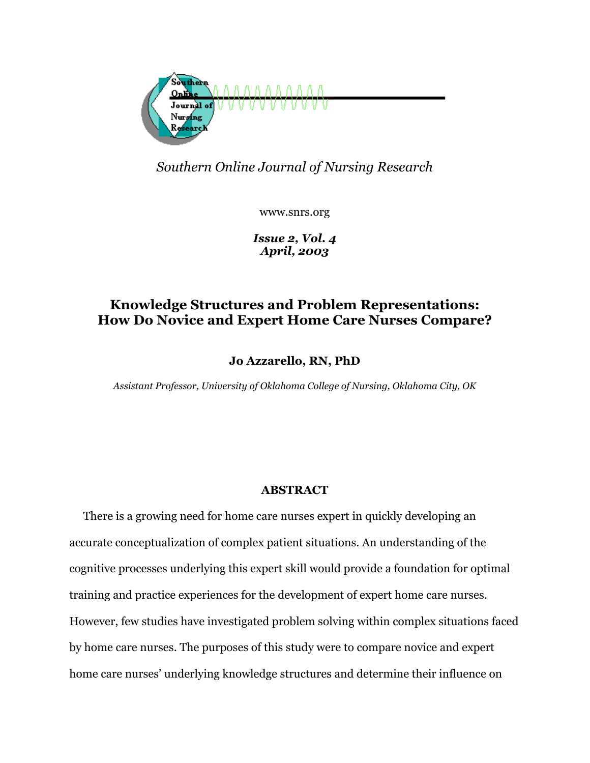*Southern Online Journal of Nursing Research*

www.snrs.org

***Issue 2, Vol. 4***
***April, 2003***

# Knowledge Structures and Problem Representations: How Do Novice and Expert Home Care Nurses Compare?

**Jo Azzarello, RN, PhD**

*Assistant Professor, University of Oklahoma College of Nursing, Oklahoma City, OK*

## ABSTRACT

There is a growing need for home care nurses expert in quickly developing an accurate conceptualization of complex patient situations. An understanding of the cognitive processes underlying this expert skill would provide a foundation for optimal training and practice experiences for the development of expert home care nurses. However, few studies have investigated problem solving within complex situations faced by home care nurses. The purposes of this study were to compare novice and expert home care nurses' underlying knowledge structures and determine their influence on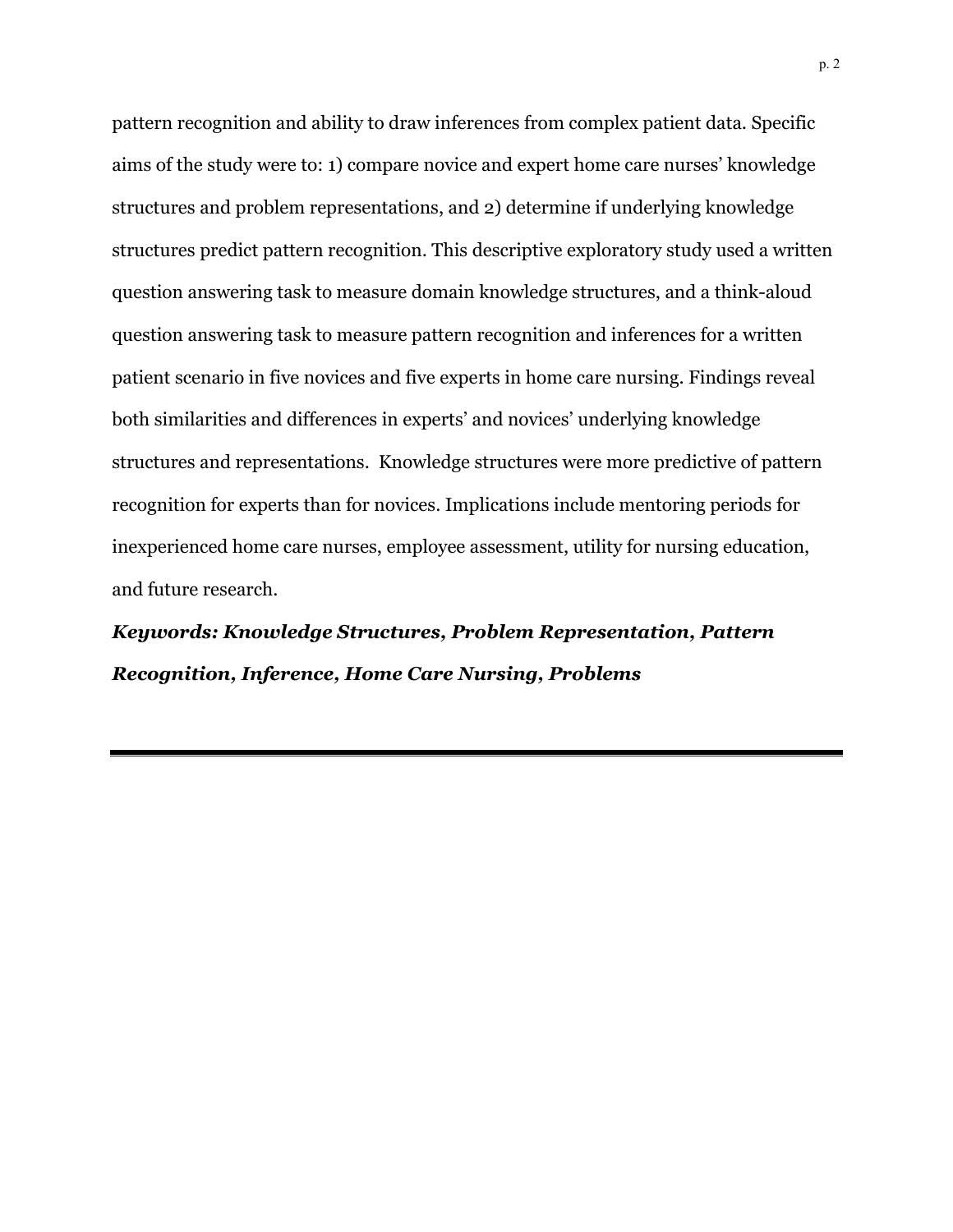pattern recognition and ability to draw inferences from complex patient data. Specific aims of the study were to: 1) compare novice and expert home care nurses' knowledge structures and problem representations, and 2) determine if underlying knowledge structures predict pattern recognition. This descriptive exploratory study used a written question answering task to measure domain knowledge structures, and a think-aloud question answering task to measure pattern recognition and inferences for a written patient scenario in five novices and five experts in home care nursing. Findings reveal both similarities and differences in experts' and novices' underlying knowledge structures and representations. Knowledge structures were more predictive of pattern recognition for experts than for novices. Implications include mentoring periods for inexperienced home care nurses, employee assessment, utility for nursing education, and future research.

***Keywords: Knowledge Structures, Problem Representation, Pattern Recognition, Inference, Home Care Nursing, Problems***

---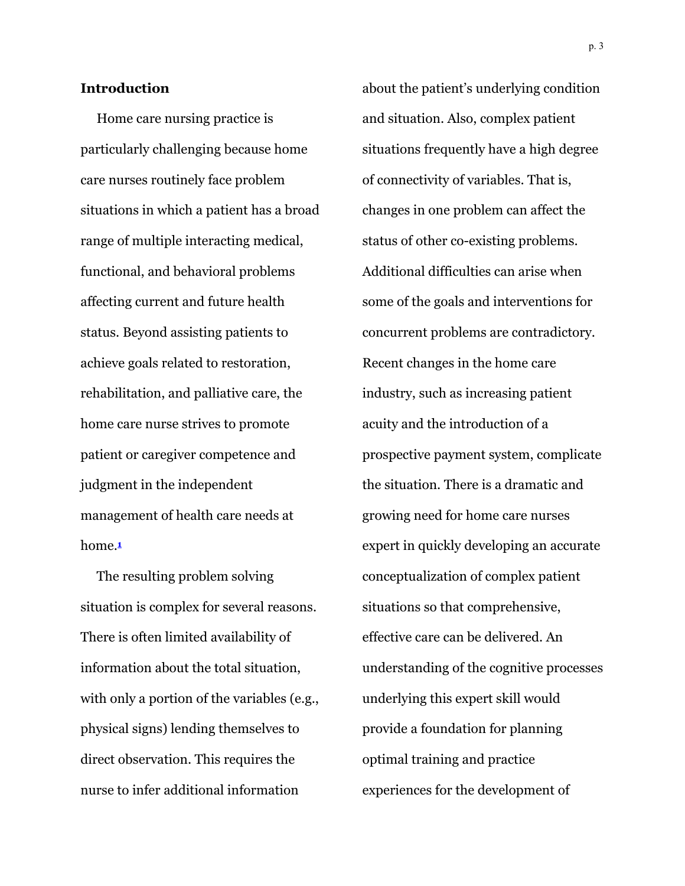## Introduction

Home care nursing practice is particularly challenging because home care nurses routinely face problem situations in which a patient has a broad range of multiple interacting medical, functional, and behavioral problems affecting current and future health status. Beyond assisting patients to achieve goals related to restoration, rehabilitation, and palliative care, the home care nurse strives to promote patient or caregiver competence and judgment in the independent management of health care needs at home.[1]

The resulting problem solving situation is complex for several reasons. There is often limited availability of information about the total situation, with only a portion of the variables (e.g., physical signs) lending themselves to direct observation. This requires the nurse to infer additional information about the patient's underlying condition and situation. Also, complex patient situations frequently have a high degree of connectivity of variables. That is, changes in one problem can affect the status of other co-existing problems. Additional difficulties can arise when some of the goals and interventions for concurrent problems are contradictory. Recent changes in the home care industry, such as increasing patient acuity and the introduction of a prospective payment system, complicate the situation. There is a dramatic and growing need for home care nurses expert in quickly developing an accurate conceptualization of complex patient situations so that comprehensive, effective care can be delivered. An understanding of the cognitive processes underlying this expert skill would provide a foundation for planning optimal training and practice experiences for the development of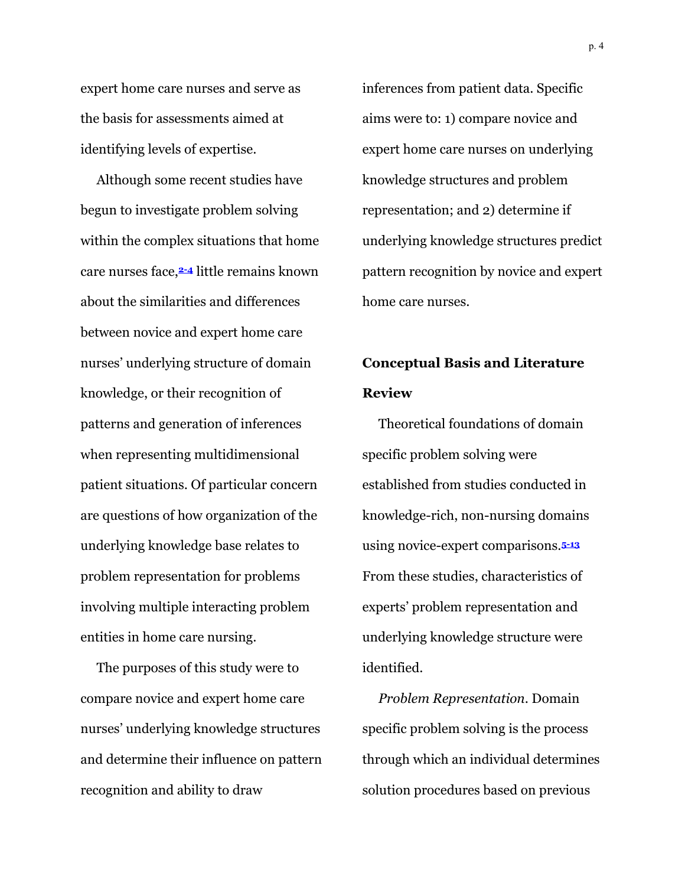expert home care nurses and serve as the basis for assessments aimed at identifying levels of expertise.

Although some recent studies have begun to investigate problem solving within the complex situations that home care nurses face,[2-4] little remains known about the similarities and differences between novice and expert home care nurses' underlying structure of domain knowledge, or their recognition of patterns and generation of inferences when representing multidimensional patient situations. Of particular concern are questions of how organization of the underlying knowledge base relates to problem representation for problems involving multiple interacting problem entities in home care nursing.

The purposes of this study were to compare novice and expert home care nurses' underlying knowledge structures and determine their influence on pattern recognition and ability to draw inferences from patient data. Specific aims were to: 1) compare novice and expert home care nurses on underlying knowledge structures and problem representation; and 2) determine if underlying knowledge structures predict pattern recognition by novice and expert home care nurses.

## Conceptual Basis and Literature Review

Theoretical foundations of domain specific problem solving were established from studies conducted in knowledge-rich, non-nursing domains using novice-expert comparisons.[5-13] From these studies, characteristics of experts' problem representation and underlying knowledge structure were identified.

*Problem Representation*. Domain specific problem solving is the process through which an individual determines solution procedures based on previous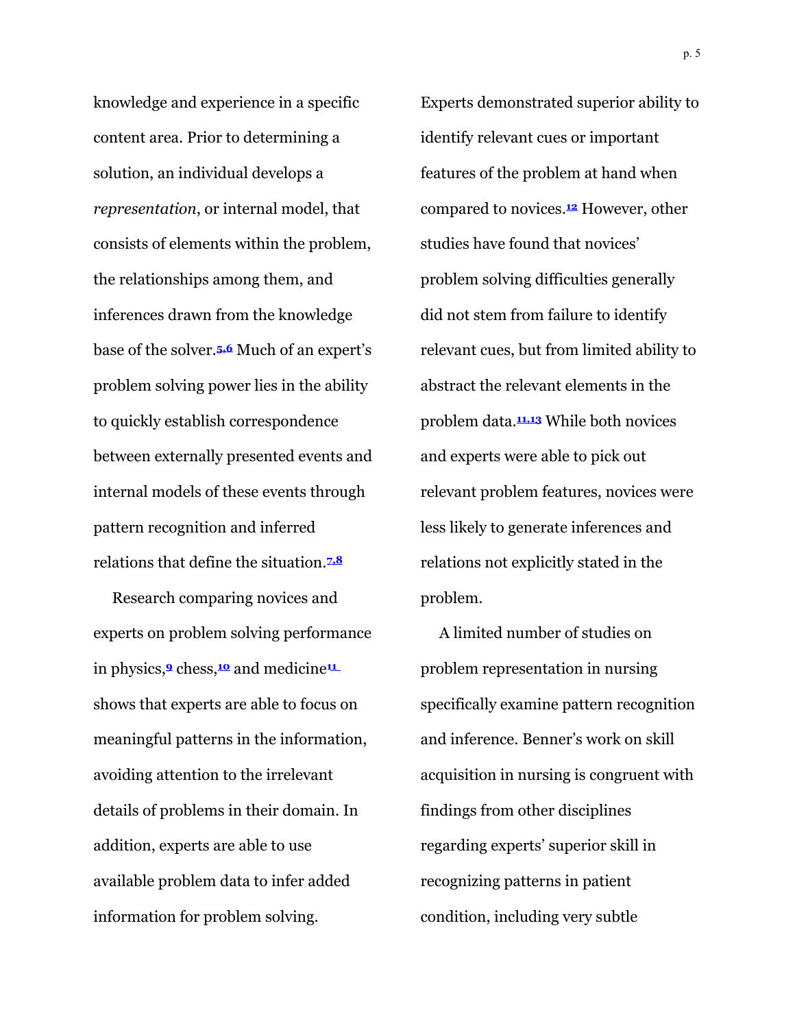knowledge and experience in a specific content area. Prior to determining a solution, an individual develops a *representation*, or internal model, that consists of elements within the problem, the relationships among them, and inferences drawn from the knowledge base of the solver.[5,6] Much of an expert's problem solving power lies in the ability to quickly establish correspondence between externally presented events and internal models of these events through pattern recognition and inferred relations that define the situation.[7,8]

Research comparing novices and experts on problem solving performance in physics,[9] chess,[10] and medicine[11] shows that experts are able to focus on meaningful patterns in the information, avoiding attention to the irrelevant details of problems in their domain. In addition, experts are able to use available problem data to infer added information for problem solving. Experts demonstrated superior ability to identify relevant cues or important features of the problem at hand when compared to novices.[12] However, other studies have found that novices' problem solving difficulties generally did not stem from failure to identify relevant cues, but from limited ability to abstract the relevant elements in the problem data.[11,13] While both novices and experts were able to pick out relevant problem features, novices were less likely to generate inferences and relations not explicitly stated in the problem.

A limited number of studies on problem representation in nursing specifically examine pattern recognition and inference. Benner's work on skill acquisition in nursing is congruent with findings from other disciplines regarding experts' superior skill in recognizing patterns in patient condition, including very subtle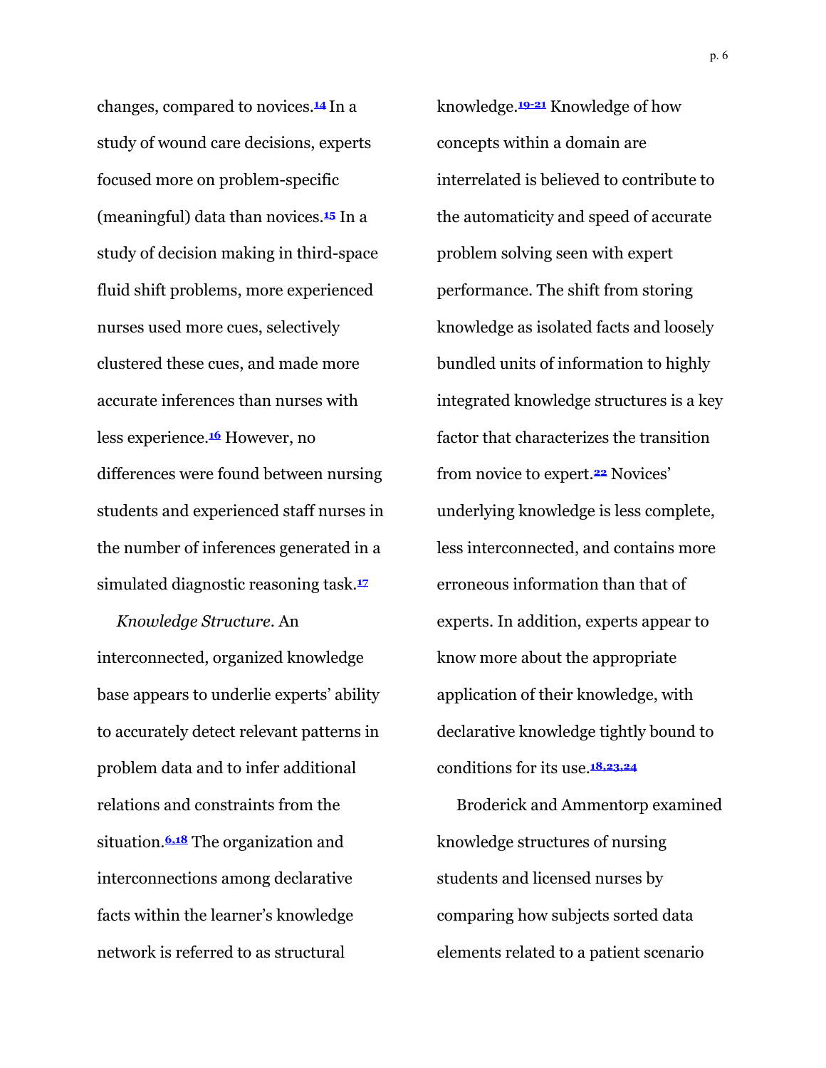changes, compared to novices.[14] In a study of wound care decisions, experts focused more on problem-specific (meaningful) data than novices.[15] In a study of decision making in third-space fluid shift problems, more experienced nurses used more cues, selectively clustered these cues, and made more accurate inferences than nurses with less experience.[16] However, no differences were found between nursing students and experienced staff nurses in the number of inferences generated in a simulated diagnostic reasoning task.[17]

*Knowledge Structure*. An interconnected, organized knowledge base appears to underlie experts' ability to accurately detect relevant patterns in problem data and to infer additional relations and constraints from the situation.[6,18] The organization and interconnections among declarative facts within the learner's knowledge network is referred to as structural knowledge.[19-21] Knowledge of how concepts within a domain are interrelated is believed to contribute to the automaticity and speed of accurate problem solving seen with expert performance. The shift from storing knowledge as isolated facts and loosely bundled units of information to highly integrated knowledge structures is a key factor that characterizes the transition from novice to expert.[22] Novices' underlying knowledge is less complete, less interconnected, and contains more erroneous information than that of experts. In addition, experts appear to know more about the appropriate application of their knowledge, with declarative knowledge tightly bound to conditions for its use.[18,23,24]

Broderick and Ammentorp examined knowledge structures of nursing students and licensed nurses by comparing how subjects sorted data elements related to a patient scenario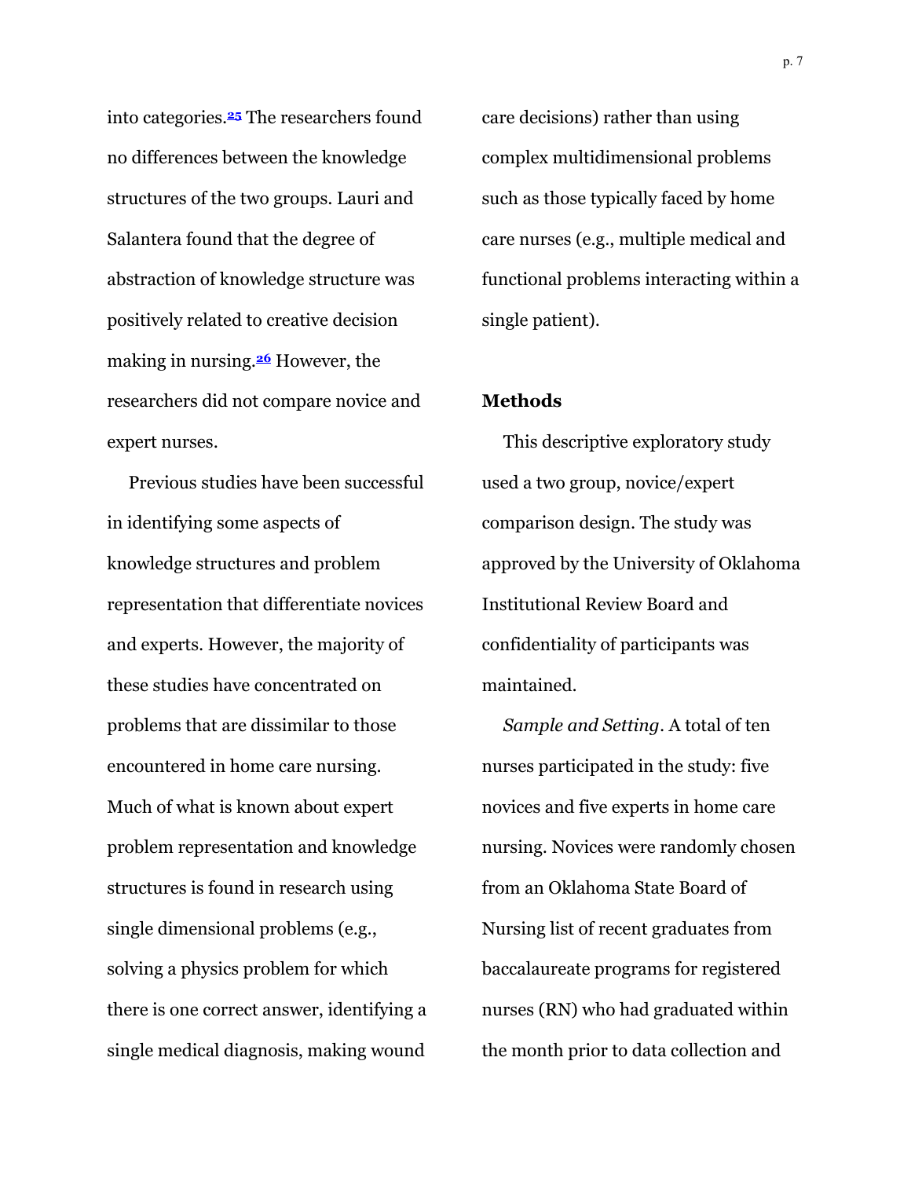into categories.[25] The researchers found no differences between the knowledge structures of the two groups. Lauri and Salantera found that the degree of abstraction of knowledge structure was positively related to creative decision making in nursing.[26] However, the researchers did not compare novice and expert nurses.

Previous studies have been successful in identifying some aspects of knowledge structures and problem representation that differentiate novices and experts. However, the majority of these studies have concentrated on problems that are dissimilar to those encountered in home care nursing. Much of what is known about expert problem representation and knowledge structures is found in research using single dimensional problems (e.g., solving a physics problem for which there is one correct answer, identifying a single medical diagnosis, making wound care decisions) rather than using complex multidimensional problems such as those typically faced by home care nurses (e.g., multiple medical and functional problems interacting within a single patient).

## Methods

This descriptive exploratory study used a two group, novice/expert comparison design. The study was approved by the University of Oklahoma Institutional Review Board and confidentiality of participants was maintained.

*Sample and Setting*. A total of ten nurses participated in the study: five novices and five experts in home care nursing. Novices were randomly chosen from an Oklahoma State Board of Nursing list of recent graduates from baccalaureate programs for registered nurses (RN) who had graduated within the month prior to data collection and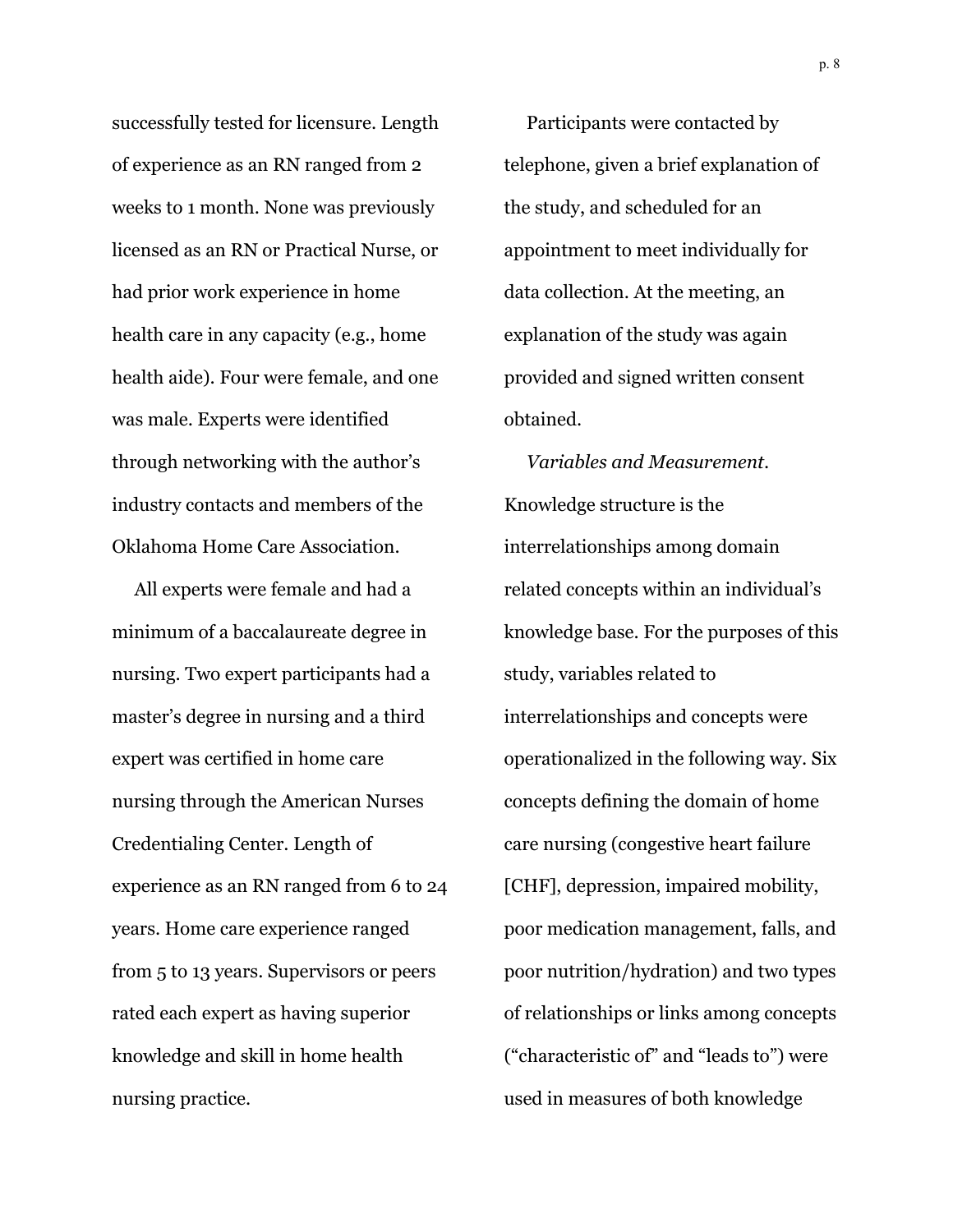successfully tested for licensure. Length of experience as an RN ranged from 2 weeks to 1 month. None was previously licensed as an RN or Practical Nurse, or had prior work experience in home health care in any capacity (e.g., home health aide). Four were female, and one was male. Experts were identified through networking with the author's industry contacts and members of the Oklahoma Home Care Association.

All experts were female and had a minimum of a baccalaureate degree in nursing. Two expert participants had a master's degree in nursing and a third expert was certified in home care nursing through the American Nurses Credentialing Center. Length of experience as an RN ranged from 6 to 24 years. Home care experience ranged from 5 to 13 years. Supervisors or peers rated each expert as having superior knowledge and skill in home health nursing practice.

Participants were contacted by telephone, given a brief explanation of the study, and scheduled for an appointment to meet individually for data collection. At the meeting, an explanation of the study was again provided and signed written consent obtained.

*Variables and Measurement.* Knowledge structure is the interrelationships among domain related concepts within an individual's knowledge base. For the purposes of this study, variables related to interrelationships and concepts were operationalized in the following way. Six concepts defining the domain of home care nursing (congestive heart failure [CHF], depression, impaired mobility, poor medication management, falls, and poor nutrition/hydration) and two types of relationships or links among concepts ("characteristic of" and "leads to") were used in measures of both knowledge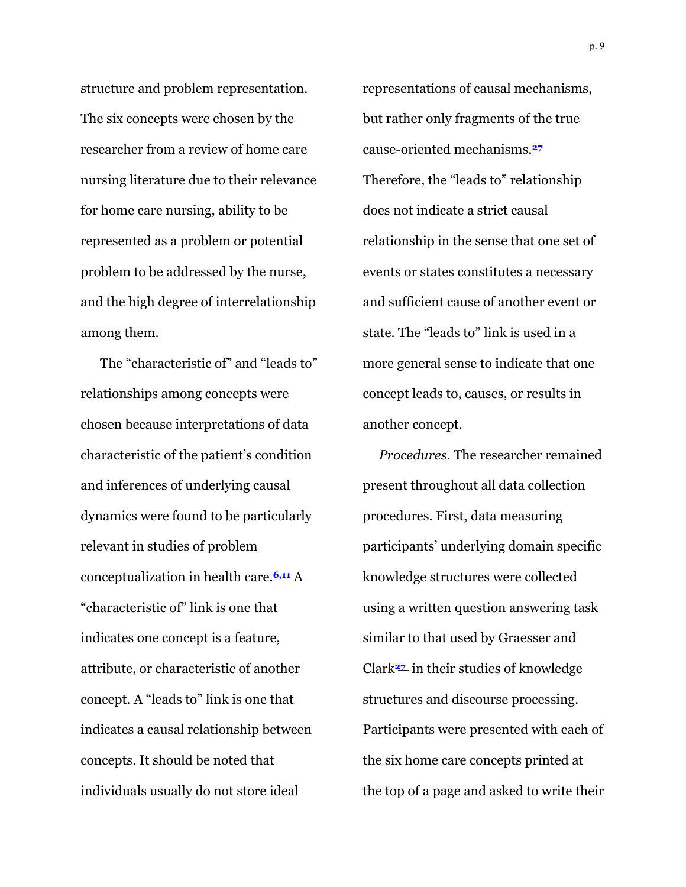structure and problem representation. The six concepts were chosen by the researcher from a review of home care nursing literature due to their relevance for home care nursing, ability to be represented as a problem or potential problem to be addressed by the nurse, and the high degree of interrelationship among them.

The "characteristic of" and "leads to" relationships among concepts were chosen because interpretations of data characteristic of the patient's condition and inferences of underlying causal dynamics were found to be particularly relevant in studies of problem conceptualization in health care.[6,11] A "characteristic of" link is one that indicates one concept is a feature, attribute, or characteristic of another concept. A "leads to" link is one that indicates a causal relationship between concepts. It should be noted that individuals usually do not store ideal representations of causal mechanisms, but rather only fragments of the true cause-oriented mechanisms.[27] Therefore, the "leads to" relationship does not indicate a strict causal relationship in the sense that one set of events or states constitutes a necessary and sufficient cause of another event or state. The "leads to" link is used in a more general sense to indicate that one concept leads to, causes, or results in another concept.

*Procedures.* The researcher remained present throughout all data collection procedures. First, data measuring participants' underlying domain specific knowledge structures were collected using a written question answering task similar to that used by Graesser and Clark[27] in their studies of knowledge structures and discourse processing. Participants were presented with each of the six home care concepts printed at the top of a page and asked to write their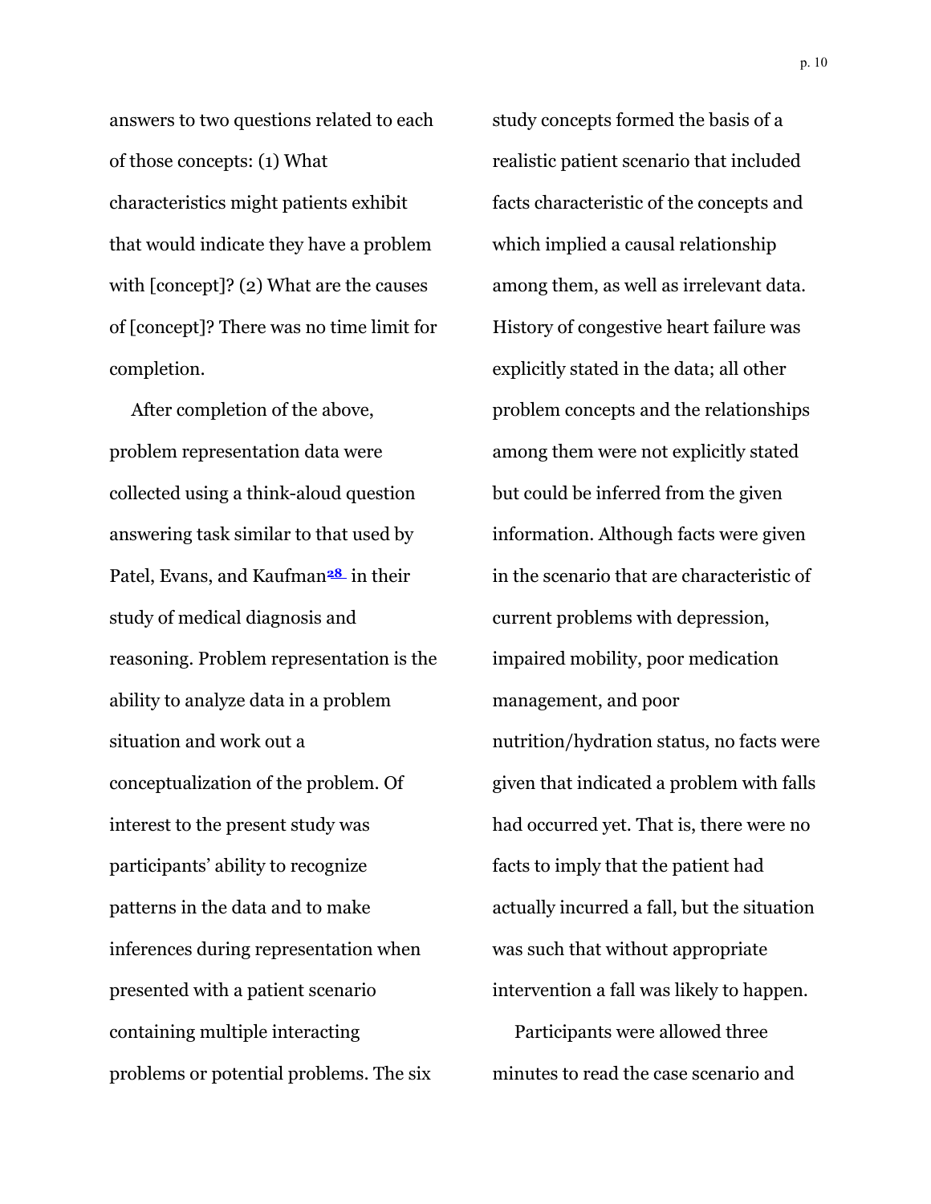answers to two questions related to each of those concepts: (1) What characteristics might patients exhibit that would indicate they have a problem with [concept]? (2) What are the causes of [concept]? There was no time limit for completion.

After completion of the above, problem representation data were collected using a think-aloud question answering task similar to that used by Patel, Evans, and Kaufman[28] in their study of medical diagnosis and reasoning. Problem representation is the ability to analyze data in a problem situation and work out a conceptualization of the problem. Of interest to the present study was participants' ability to recognize patterns in the data and to make inferences during representation when presented with a patient scenario containing multiple interacting problems or potential problems. The six study concepts formed the basis of a realistic patient scenario that included facts characteristic of the concepts and which implied a causal relationship among them, as well as irrelevant data. History of congestive heart failure was explicitly stated in the data; all other problem concepts and the relationships among them were not explicitly stated but could be inferred from the given information. Although facts were given in the scenario that are characteristic of current problems with depression, impaired mobility, poor medication management, and poor nutrition/hydration status, no facts were given that indicated a problem with falls had occurred yet. That is, there were no facts to imply that the patient had actually incurred a fall, but the situation was such that without appropriate intervention a fall was likely to happen.

Participants were allowed three minutes to read the case scenario and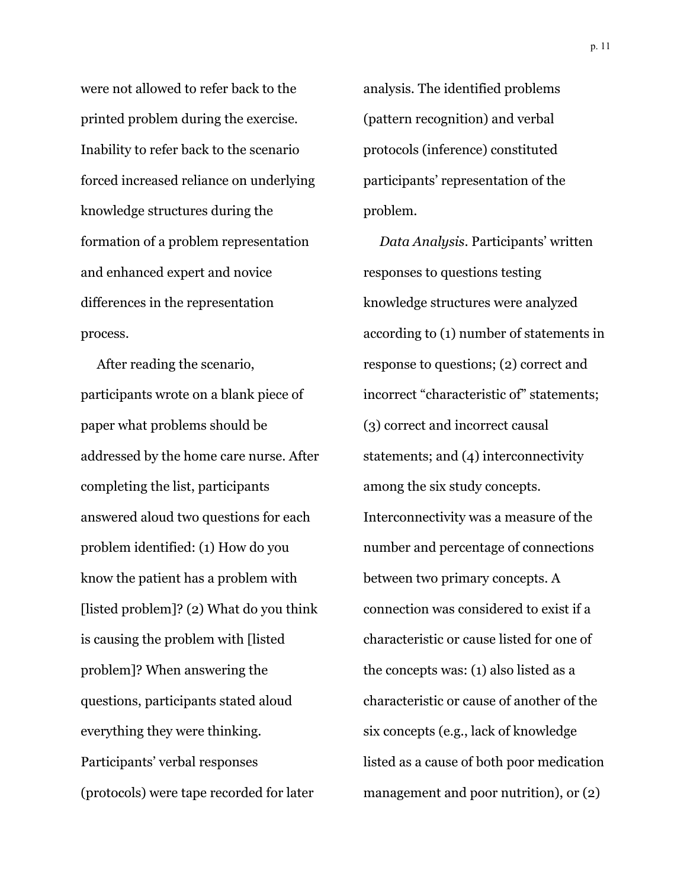were not allowed to refer back to the printed problem during the exercise. Inability to refer back to the scenario forced increased reliance on underlying knowledge structures during the formation of a problem representation and enhanced expert and novice differences in the representation process.

After reading the scenario, participants wrote on a blank piece of paper what problems should be addressed by the home care nurse. After completing the list, participants answered aloud two questions for each problem identified: (1) How do you know the patient has a problem with [listed problem]? (2) What do you think is causing the problem with [listed problem]? When answering the questions, participants stated aloud everything they were thinking. Participants' verbal responses (protocols) were tape recorded for later analysis. The identified problems (pattern recognition) and verbal protocols (inference) constituted participants' representation of the problem.

*Data Analysis*. Participants' written responses to questions testing knowledge structures were analyzed according to (1) number of statements in response to questions; (2) correct and incorrect "characteristic of" statements; (3) correct and incorrect causal statements; and (4) interconnectivity among the six study concepts. Interconnectivity was a measure of the number and percentage of connections between two primary concepts. A connection was considered to exist if a characteristic or cause listed for one of the concepts was: (1) also listed as a characteristic or cause of another of the six concepts (e.g., lack of knowledge listed as a cause of both poor medication management and poor nutrition), or (2)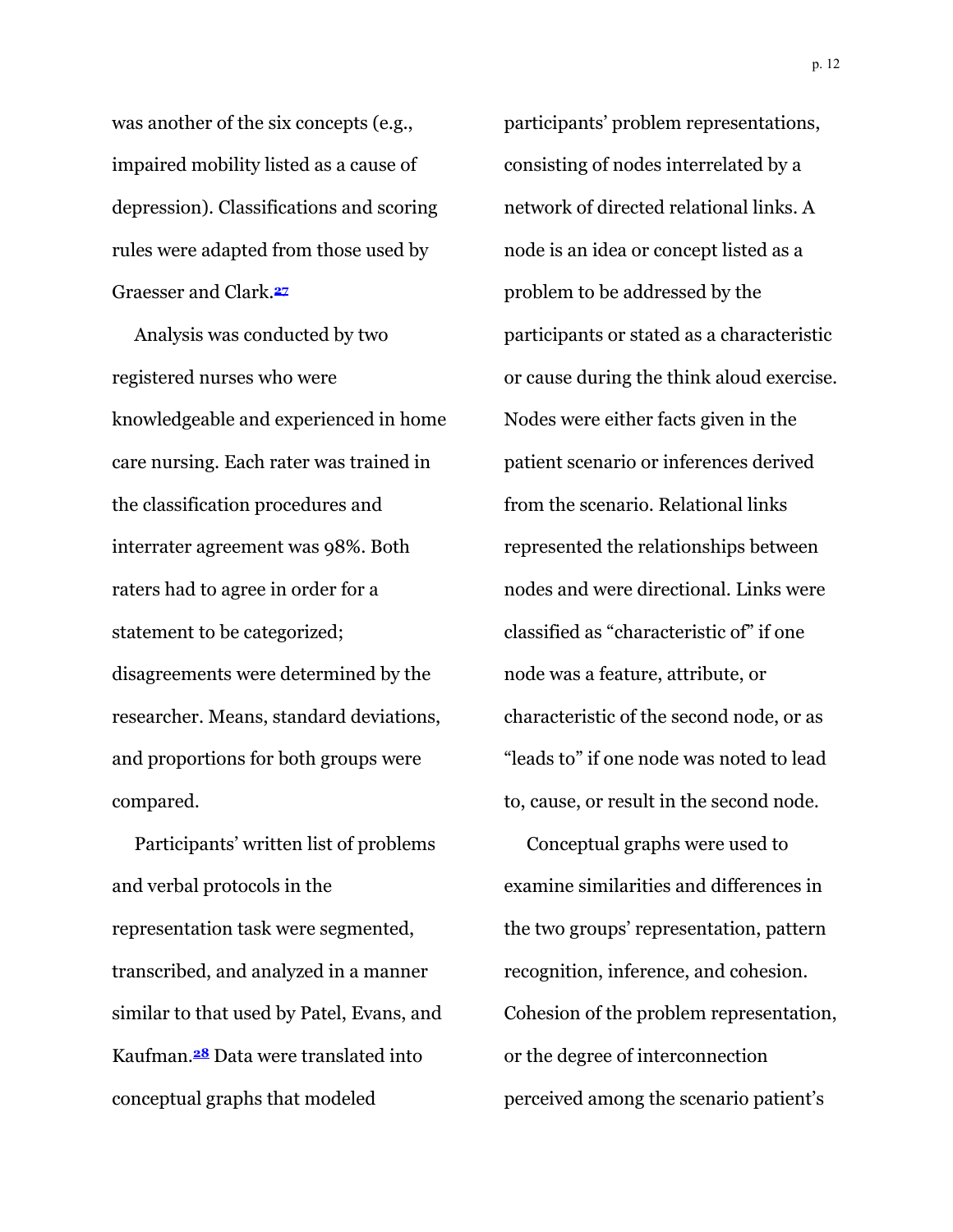was another of the six concepts (e.g., impaired mobility listed as a cause of depression). Classifications and scoring rules were adapted from those used by Graesser and Clark.[27]

Analysis was conducted by two registered nurses who were knowledgeable and experienced in home care nursing. Each rater was trained in the classification procedures and interrater agreement was 98%. Both raters had to agree in order for a statement to be categorized; disagreements were determined by the researcher. Means, standard deviations, and proportions for both groups were compared.

Participants' written list of problems and verbal protocols in the representation task were segmented, transcribed, and analyzed in a manner similar to that used by Patel, Evans, and Kaufman.[28] Data were translated into conceptual graphs that modeled participants' problem representations, consisting of nodes interrelated by a network of directed relational links. A node is an idea or concept listed as a problem to be addressed by the participants or stated as a characteristic or cause during the think aloud exercise. Nodes were either facts given in the patient scenario or inferences derived from the scenario. Relational links represented the relationships between nodes and were directional. Links were classified as "characteristic of" if one node was a feature, attribute, or characteristic of the second node, or as "leads to" if one node was noted to lead to, cause, or result in the second node.

Conceptual graphs were used to examine similarities and differences in the two groups' representation, pattern recognition, inference, and cohesion. Cohesion of the problem representation, or the degree of interconnection perceived among the scenario patient's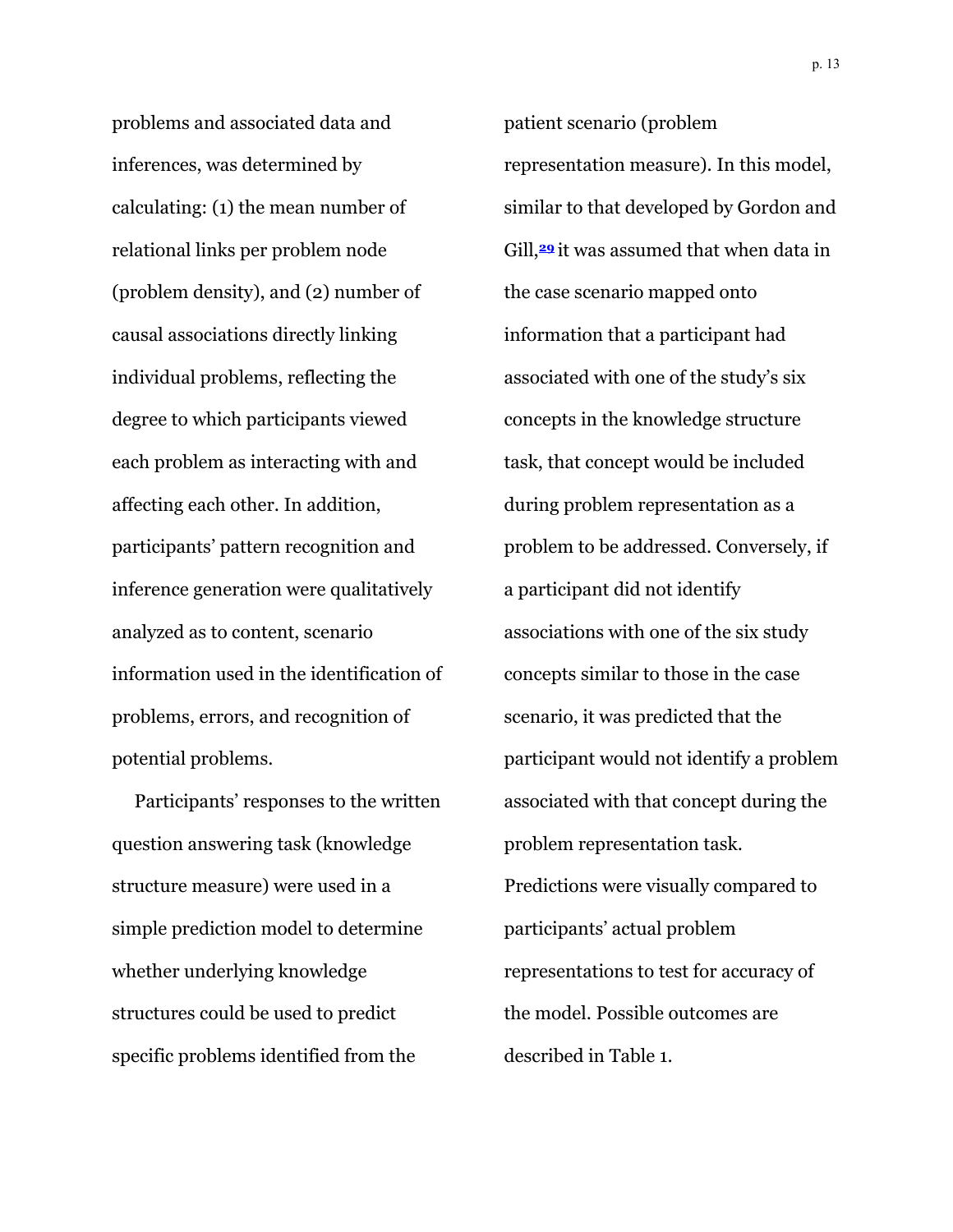problems and associated data and inferences, was determined by calculating: (1) the mean number of relational links per problem node (problem density), and (2) number of causal associations directly linking individual problems, reflecting the degree to which participants viewed each problem as interacting with and affecting each other. In addition, participants' pattern recognition and inference generation were qualitatively analyzed as to content, scenario information used in the identification of problems, errors, and recognition of potential problems.

Participants' responses to the written question answering task (knowledge structure measure) were used in a simple prediction model to determine whether underlying knowledge structures could be used to predict specific problems identified from the patient scenario (problem representation measure). In this model, similar to that developed by Gordon and Gill,[29] it was assumed that when data in the case scenario mapped onto information that a participant had associated with one of the study's six concepts in the knowledge structure task, that concept would be included during problem representation as a problem to be addressed. Conversely, if a participant did not identify associations with one of the six study concepts similar to those in the case scenario, it was predicted that the participant would not identify a problem associated with that concept during the problem representation task. Predictions were visually compared to participants' actual problem representations to test for accuracy of the model. Possible outcomes are described in Table 1.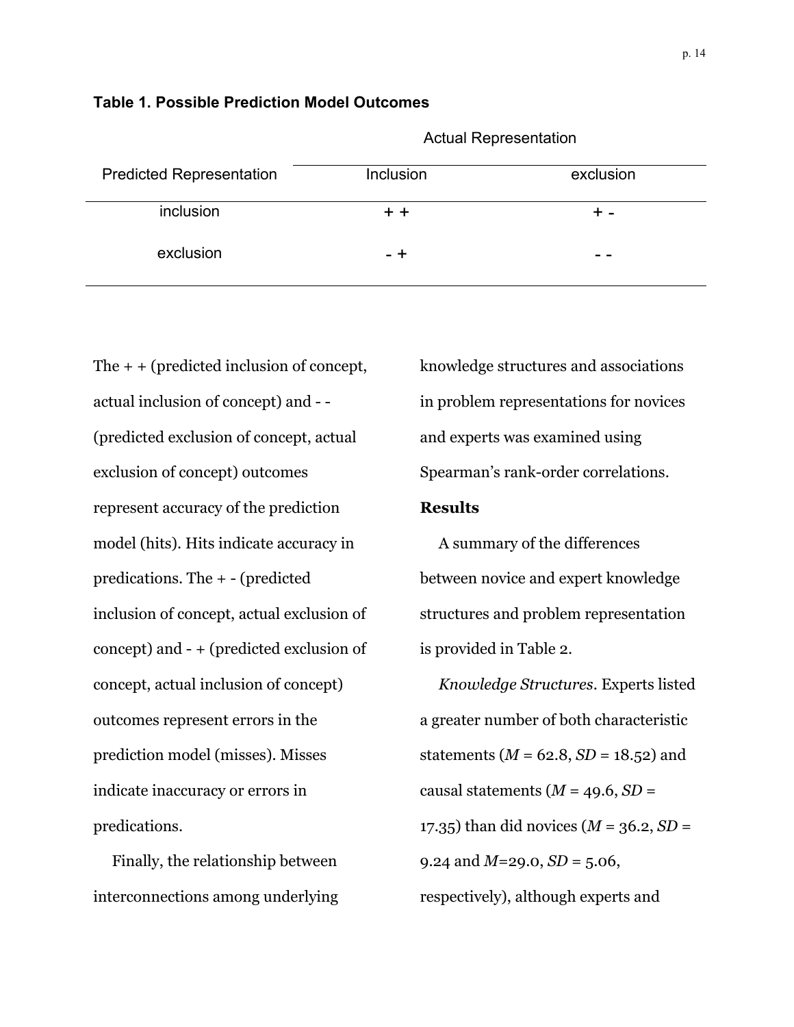**Table 1. Possible Prediction Model Outcomes**

| Predicted Representation | Actual Representation | |
|---|---|---|
| | Inclusion | exclusion |
| inclusion | + + | + - |
| exclusion | - + | - - |

The + + (predicted inclusion of concept, actual inclusion of concept) and - - (predicted exclusion of concept, actual exclusion of concept) outcomes represent accuracy of the prediction model (hits). Hits indicate accuracy in predications. The + - (predicted inclusion of concept, actual exclusion of concept) and - + (predicted exclusion of concept, actual inclusion of concept) outcomes represent errors in the prediction model (misses). Misses indicate inaccuracy or errors in predications.

Finally, the relationship between interconnections among underlying knowledge structures and associations in problem representations for novices and experts was examined using Spearman's rank-order correlations.

**Results**

A summary of the differences between novice and expert knowledge structures and problem representation is provided in Table 2.

*Knowledge Structures*. Experts listed a greater number of both characteristic statements ($M$ = 62.8, $SD$ = 18.52) and causal statements ($M$ = 49.6, $SD$ = 17.35) than did novices ($M$ = 36.2, $SD$ = 9.24 and $M$=29.0, $SD$ = 5.06, respectively), although experts and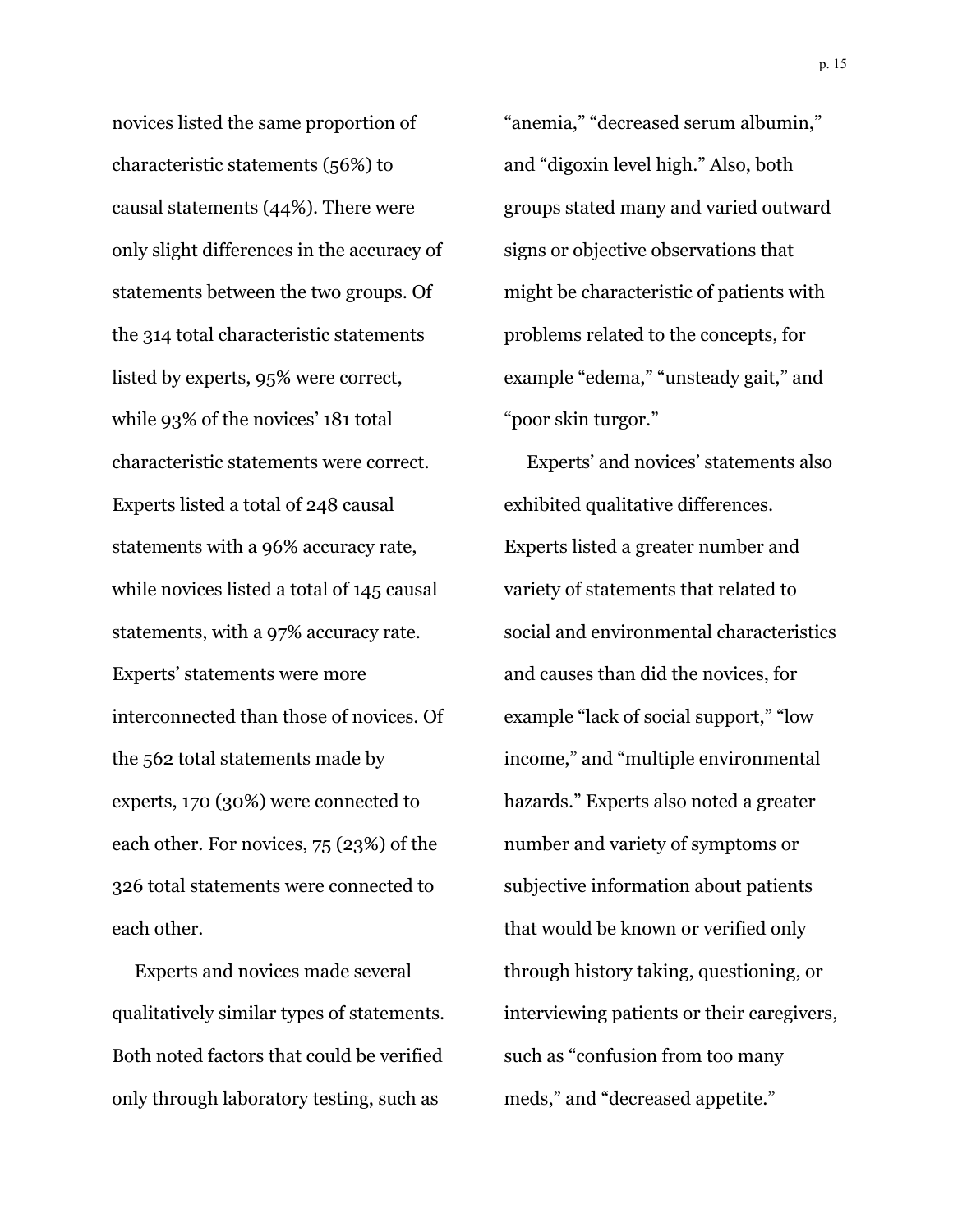novices listed the same proportion of characteristic statements (56%) to causal statements (44%). There were only slight differences in the accuracy of statements between the two groups. Of the 314 total characteristic statements listed by experts, 95% were correct, while 93% of the novices' 181 total characteristic statements were correct. Experts listed a total of 248 causal statements with a 96% accuracy rate, while novices listed a total of 145 causal statements, with a 97% accuracy rate. Experts' statements were more interconnected than those of novices. Of the 562 total statements made by experts, 170 (30%) were connected to each other. For novices, 75 (23%) of the 326 total statements were connected to each other.

Experts and novices made several qualitatively similar types of statements. Both noted factors that could be verified only through laboratory testing, such as "anemia," "decreased serum albumin," and "digoxin level high." Also, both groups stated many and varied outward signs or objective observations that might be characteristic of patients with problems related to the concepts, for example "edema," "unsteady gait," and "poor skin turgor."

Experts' and novices' statements also exhibited qualitative differences. Experts listed a greater number and variety of statements that related to social and environmental characteristics and causes than did the novices, for example "lack of social support," "low income," and "multiple environmental hazards." Experts also noted a greater number and variety of symptoms or subjective information about patients that would be known or verified only through history taking, questioning, or interviewing patients or their caregivers, such as "confusion from too many meds," and "decreased appetite."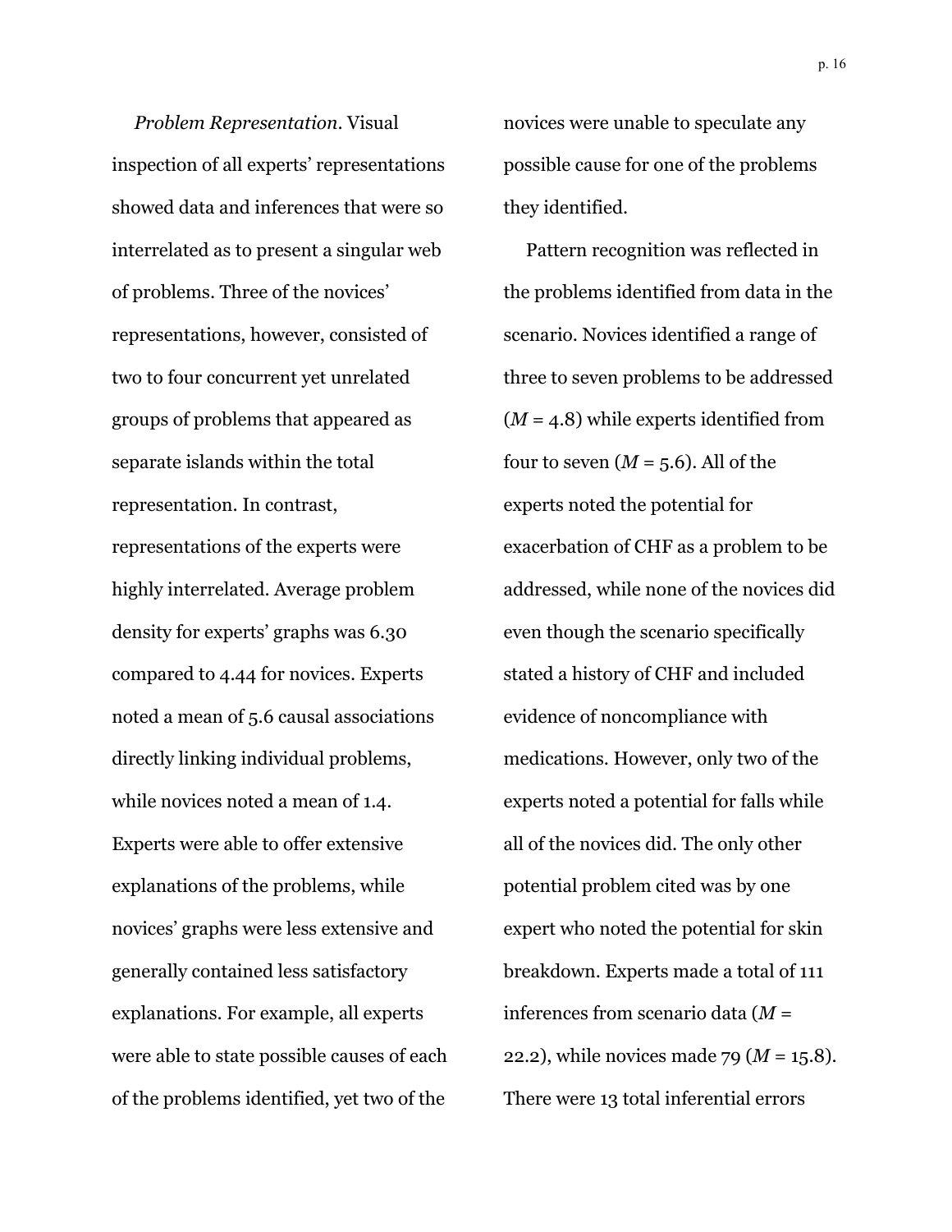*Problem Representation*. Visual inspection of all experts' representations showed data and inferences that were so interrelated as to present a singular web of problems. Three of the novices' representations, however, consisted of two to four concurrent yet unrelated groups of problems that appeared as separate islands within the total representation. In contrast, representations of the experts were highly interrelated. Average problem density for experts' graphs was 6.30 compared to 4.44 for novices. Experts noted a mean of 5.6 causal associations directly linking individual problems, while novices noted a mean of 1.4. Experts were able to offer extensive explanations of the problems, while novices' graphs were less extensive and generally contained less satisfactory explanations. For example, all experts were able to state possible causes of each of the problems identified, yet two of the novices were unable to speculate any possible cause for one of the problems they identified.

Pattern recognition was reflected in the problems identified from data in the scenario. Novices identified a range of three to seven problems to be addressed ($M$ = 4.8) while experts identified from four to seven ($M$ = 5.6). All of the experts noted the potential for exacerbation of CHF as a problem to be addressed, while none of the novices did even though the scenario specifically stated a history of CHF and included evidence of noncompliance with medications. However, only two of the experts noted a potential for falls while all of the novices did. The only other potential problem cited was by one expert who noted the potential for skin breakdown. Experts made a total of 111 inferences from scenario data ($M$ = 22.2), while novices made 79 ($M$ = 15.8). There were 13 total inferential errors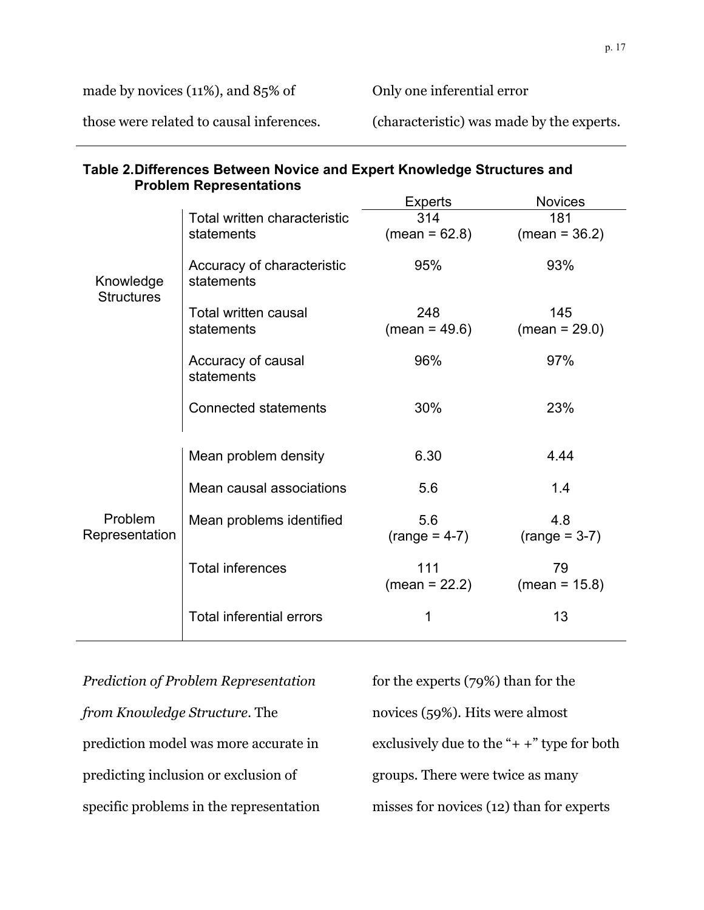made by novices (11%), and 85% of those were related to causal inferences. Only one inferential error (characteristic) was made by the experts.

**Table 2. Differences Between Novice and Expert Knowledge Structures and Problem Representations**

| | | Experts | Novices |
|---|---|---|---|
| Knowledge Structures | Total written characteristic statements | 314 (mean = 62.8) | 181 (mean = 36.2) |
| | Accuracy of characteristic statements | 95% | 93% |
| | Total written causal statements | 248 (mean = 49.6) | 145 (mean = 29.0) |
| | Accuracy of causal statements | 96% | 97% |
| | Connected statements | 30% | 23% |
| Problem Representation | Mean problem density | 6.30 | 4.44 |
| | Mean causal associations | 5.6 | 1.4 |
| | Mean problems identified | 5.6 (range = 4-7) | 4.8 (range = 3-7) |
| | Total inferences | 111 (mean = 22.2) | 79 (mean = 15.8) |
| | Total inferential errors | 1 | 13 |

*Prediction of Problem Representation from Knowledge Structure*. The prediction model was more accurate in predicting inclusion or exclusion of specific problems in the representation for the experts (79%) than for the novices (59%). Hits were almost exclusively due to the "+ +" type for both groups. There were twice as many misses for novices (12) than for experts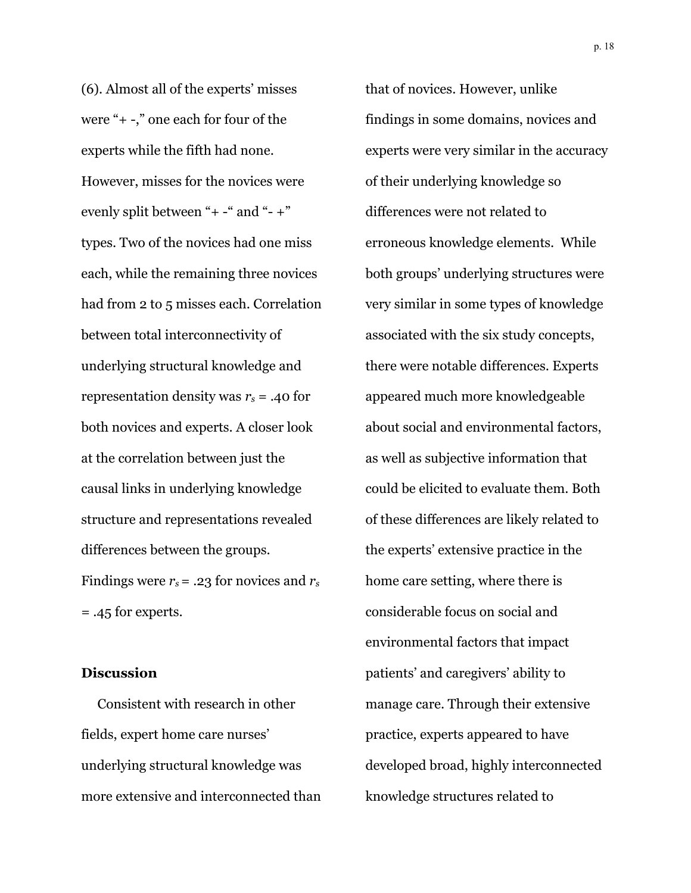(6). Almost all of the experts' misses were "+ -," one each for four of the experts while the fifth had none. However, misses for the novices were evenly split between "+ -" and "- +" types. Two of the novices had one miss each, while the remaining three novices had from 2 to 5 misses each. Correlation between total interconnectivity of underlying structural knowledge and representation density was $r_s = .40$ for both novices and experts. A closer look at the correlation between just the causal links in underlying knowledge structure and representations revealed differences between the groups. Findings were $r_s = .23$ for novices and $r_s = .45$ for experts.

**Discussion**

Consistent with research in other fields, expert home care nurses' underlying structural knowledge was more extensive and interconnected than that of novices. However, unlike findings in some domains, novices and experts were very similar in the accuracy of their underlying knowledge so differences were not related to erroneous knowledge elements. While both groups' underlying structures were very similar in some types of knowledge associated with the six study concepts, there were notable differences. Experts appeared much more knowledgeable about social and environmental factors, as well as subjective information that could be elicited to evaluate them. Both of these differences are likely related to the experts' extensive practice in the home care setting, where there is considerable focus on social and environmental factors that impact patients' and caregivers' ability to manage care. Through their extensive practice, experts appeared to have developed broad, highly interconnected knowledge structures related to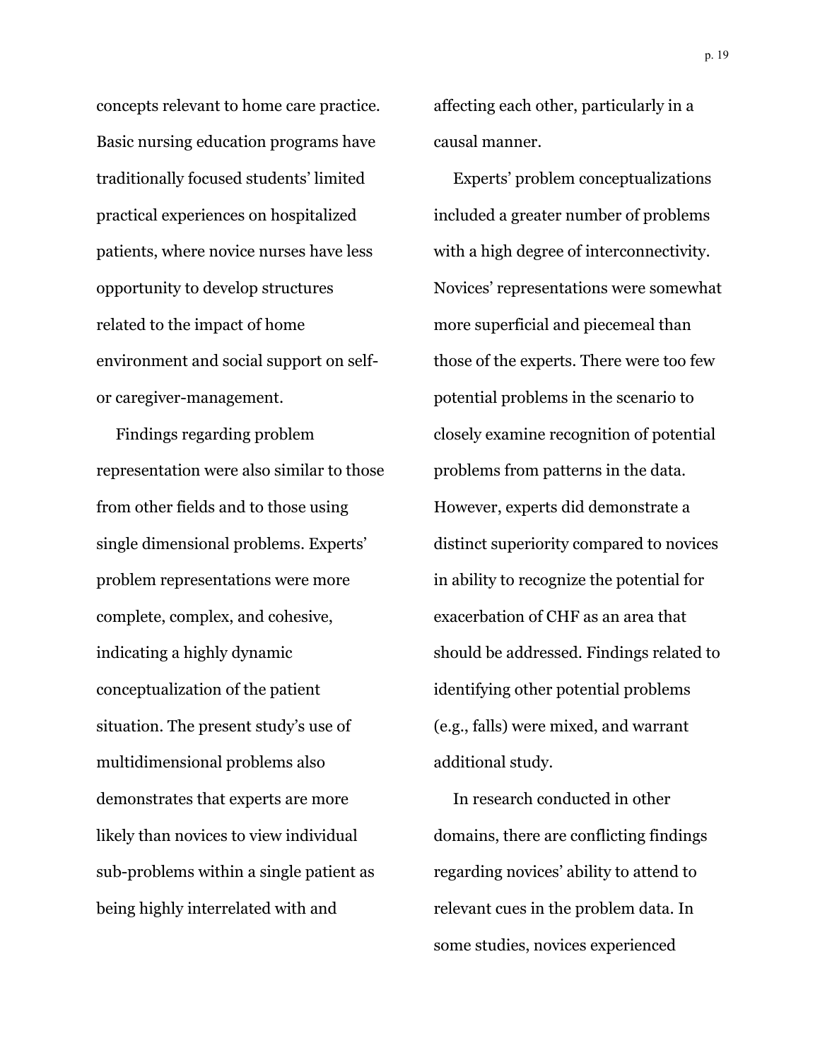concepts relevant to home care practice. Basic nursing education programs have traditionally focused students' limited practical experiences on hospitalized patients, where novice nurses have less opportunity to develop structures related to the impact of home environment and social support on self- or caregiver-management.

Findings regarding problem representation were also similar to those from other fields and to those using single dimensional problems. Experts' problem representations were more complete, complex, and cohesive, indicating a highly dynamic conceptualization of the patient situation. The present study's use of multidimensional problems also demonstrates that experts are more likely than novices to view individual sub-problems within a single patient as being highly interrelated with and affecting each other, particularly in a causal manner.

Experts' problem conceptualizations included a greater number of problems with a high degree of interconnectivity. Novices' representations were somewhat more superficial and piecemeal than those of the experts. There were too few potential problems in the scenario to closely examine recognition of potential problems from patterns in the data. However, experts did demonstrate a distinct superiority compared to novices in ability to recognize the potential for exacerbation of CHF as an area that should be addressed. Findings related to identifying other potential problems (e.g., falls) were mixed, and warrant additional study.

In research conducted in other domains, there are conflicting findings regarding novices' ability to attend to relevant cues in the problem data. In some studies, novices experienced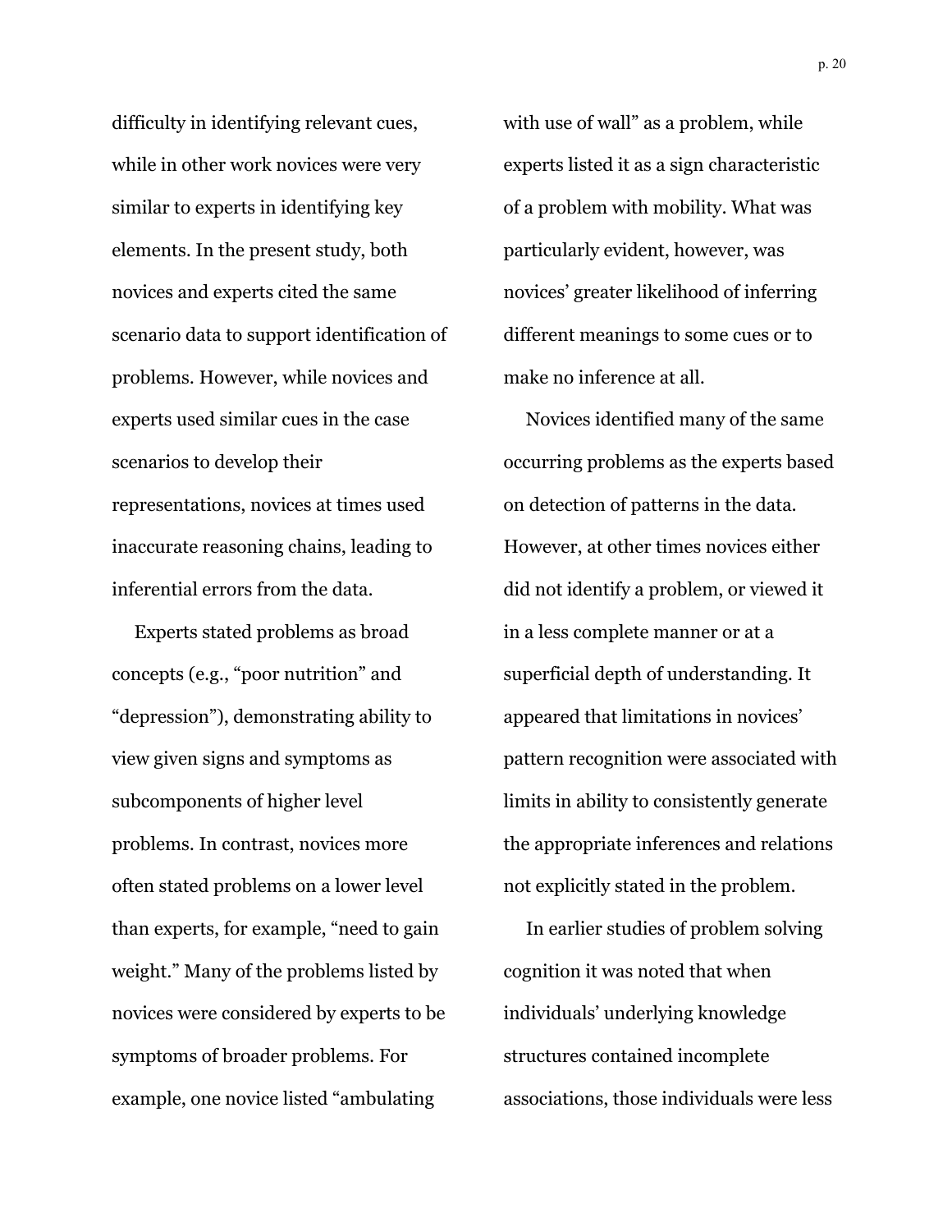difficulty in identifying relevant cues, while in other work novices were very similar to experts in identifying key elements. In the present study, both novices and experts cited the same scenario data to support identification of problems. However, while novices and experts used similar cues in the case scenarios to develop their representations, novices at times used inaccurate reasoning chains, leading to inferential errors from the data.

Experts stated problems as broad concepts (e.g., "poor nutrition" and "depression"), demonstrating ability to view given signs and symptoms as subcomponents of higher level problems. In contrast, novices more often stated problems on a lower level than experts, for example, "need to gain weight." Many of the problems listed by novices were considered by experts to be symptoms of broader problems. For example, one novice listed "ambulating with use of wall" as a problem, while experts listed it as a sign characteristic of a problem with mobility. What was particularly evident, however, was novices' greater likelihood of inferring different meanings to some cues or to make no inference at all.

Novices identified many of the same occurring problems as the experts based on detection of patterns in the data. However, at other times novices either did not identify a problem, or viewed it in a less complete manner or at a superficial depth of understanding. It appeared that limitations in novices' pattern recognition were associated with limits in ability to consistently generate the appropriate inferences and relations not explicitly stated in the problem.

In earlier studies of problem solving cognition it was noted that when individuals' underlying knowledge structures contained incomplete associations, those individuals were less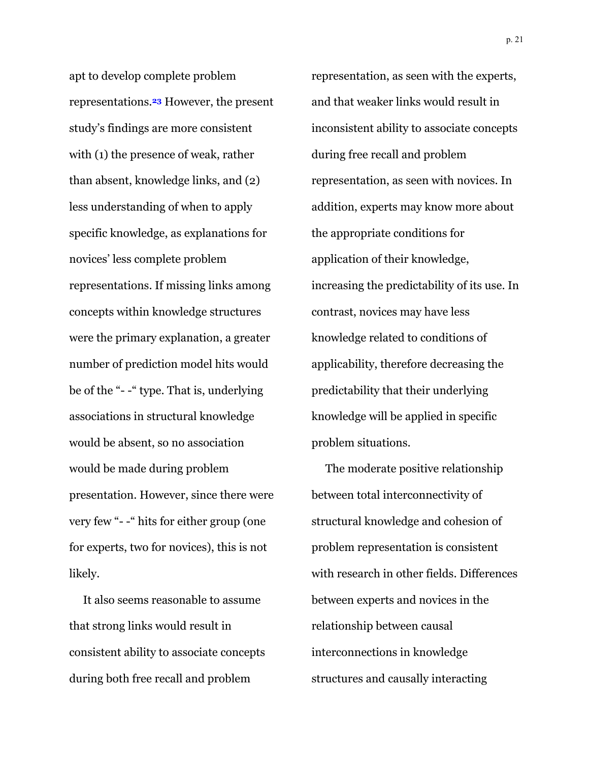apt to develop complete problem representations.[23] However, the present study's findings are more consistent with (1) the presence of weak, rather than absent, knowledge links, and (2) less understanding of when to apply specific knowledge, as explanations for novices' less complete problem representations. If missing links among concepts within knowledge structures were the primary explanation, a greater number of prediction model hits would be of the "- -" type. That is, underlying associations in structural knowledge would be absent, so no association would be made during problem presentation. However, since there were very few "- -" hits for either group (one for experts, two for novices), this is not likely.

It also seems reasonable to assume that strong links would result in consistent ability to associate concepts during both free recall and problem representation, as seen with the experts, and that weaker links would result in inconsistent ability to associate concepts during free recall and problem representation, as seen with novices. In addition, experts may know more about the appropriate conditions for application of their knowledge, increasing the predictability of its use. In contrast, novices may have less knowledge related to conditions of applicability, therefore decreasing the predictability that their underlying knowledge will be applied in specific problem situations.

The moderate positive relationship between total interconnectivity of structural knowledge and cohesion of problem representation is consistent with research in other fields. Differences between experts and novices in the relationship between causal interconnections in knowledge structures and causally interacting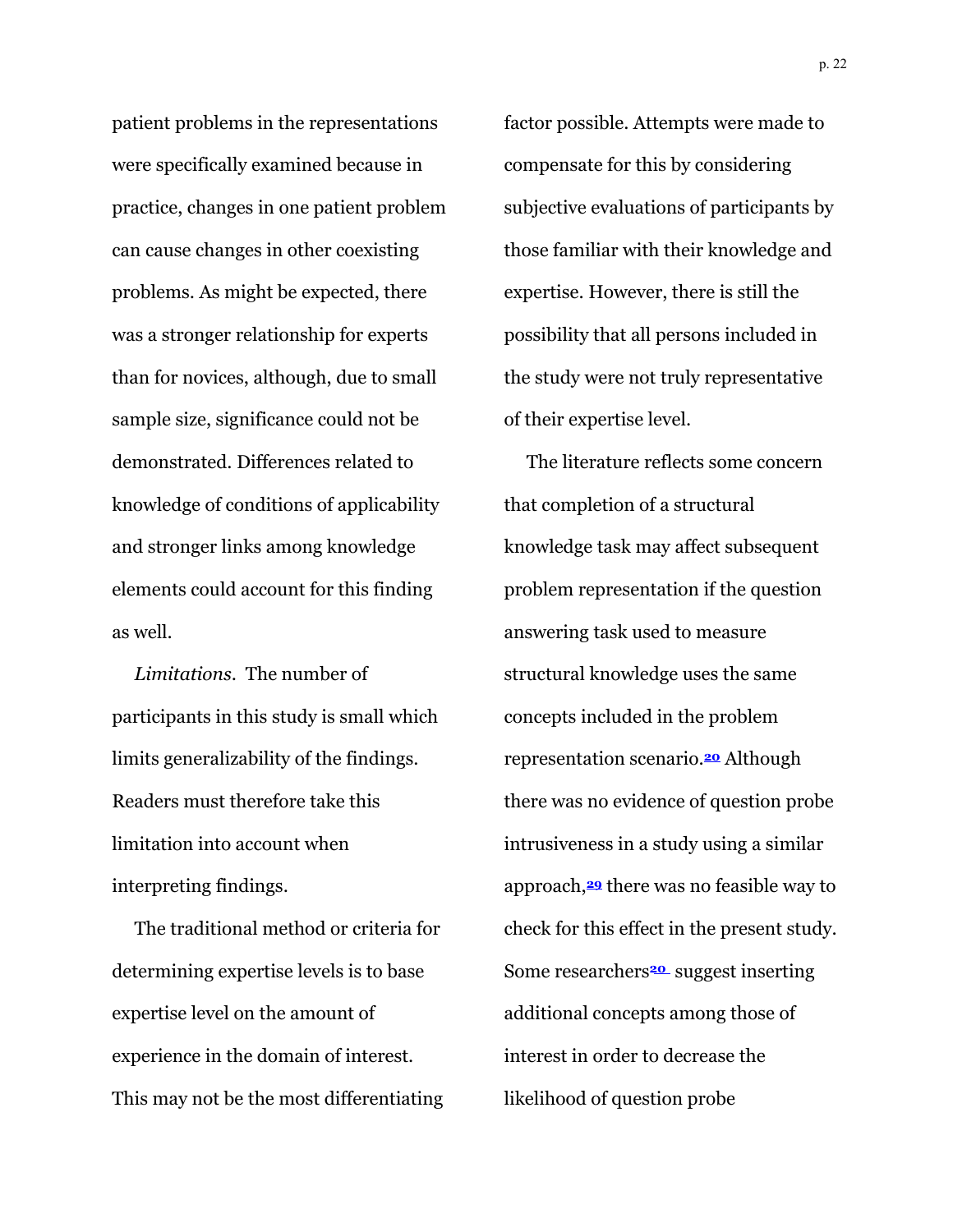patient problems in the representations were specifically examined because in practice, changes in one patient problem can cause changes in other coexisting problems. As might be expected, there was a stronger relationship for experts than for novices, although, due to small sample size, significance could not be demonstrated. Differences related to knowledge of conditions of applicability and stronger links among knowledge elements could account for this finding as well.

*Limitations.* The number of participants in this study is small which limits generalizability of the findings. Readers must therefore take this limitation into account when interpreting findings.

The traditional method or criteria for determining expertise levels is to base expertise level on the amount of experience in the domain of interest. This may not be the most differentiating factor possible. Attempts were made to compensate for this by considering subjective evaluations of participants by those familiar with their knowledge and expertise. However, there is still the possibility that all persons included in the study were not truly representative of their expertise level.

The literature reflects some concern that completion of a structural knowledge task may affect subsequent problem representation if the question answering task used to measure structural knowledge uses the same concepts included in the problem representation scenario.[20] Although there was no evidence of question probe intrusiveness in a study using a similar approach,[29] there was no feasible way to check for this effect in the present study. Some researchers[20] suggest inserting additional concepts among those of interest in order to decrease the likelihood of question probe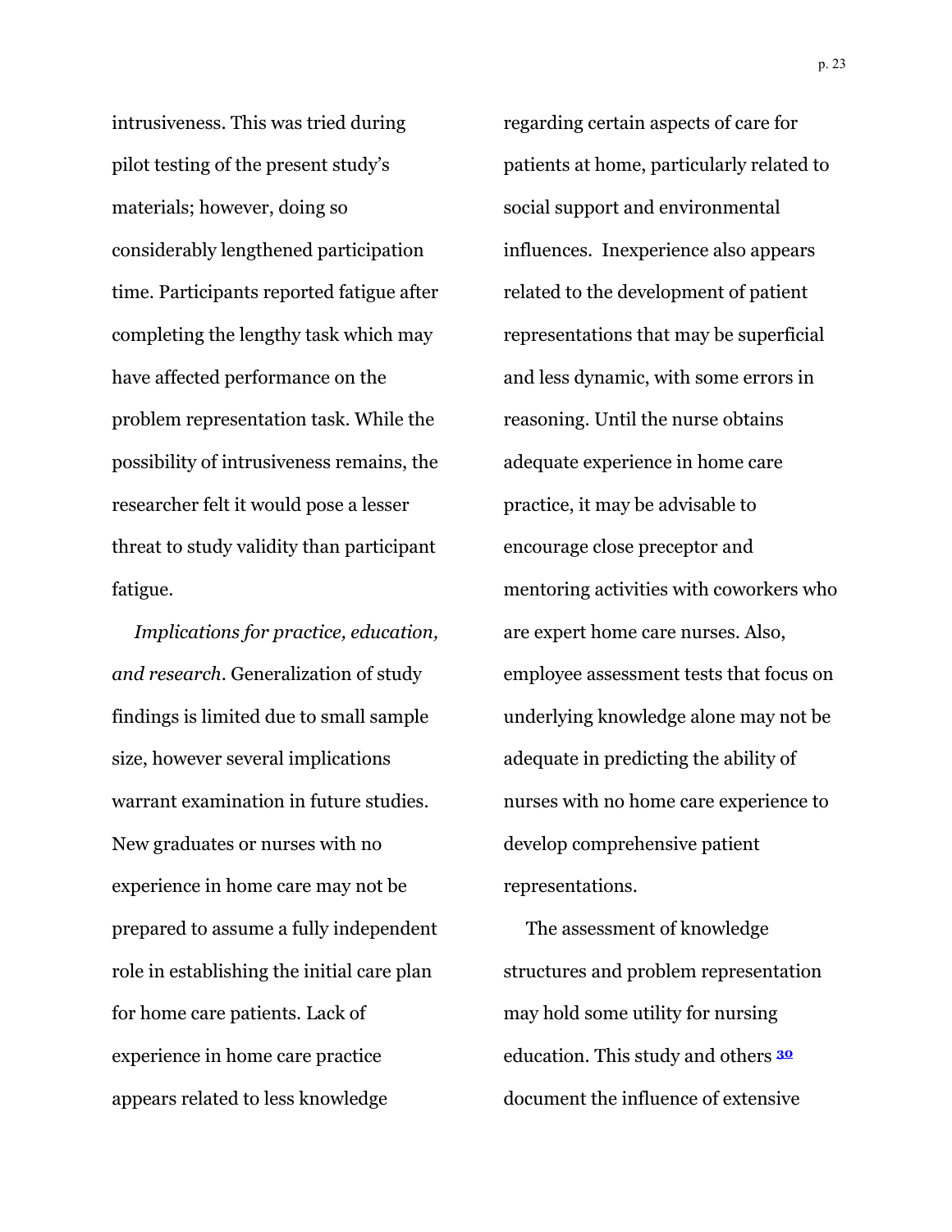intrusiveness. This was tried during pilot testing of the present study's materials; however, doing so considerably lengthened participation time. Participants reported fatigue after completing the lengthy task which may have affected performance on the problem representation task. While the possibility of intrusiveness remains, the researcher felt it would pose a lesser threat to study validity than participant fatigue.

*Implications for practice, education, and research*. Generalization of study findings is limited due to small sample size, however several implications warrant examination in future studies. New graduates or nurses with no experience in home care may not be prepared to assume a fully independent role in establishing the initial care plan for home care patients. Lack of experience in home care practice appears related to less knowledge regarding certain aspects of care for patients at home, particularly related to social support and environmental influences. Inexperience also appears related to the development of patient representations that may be superficial and less dynamic, with some errors in reasoning. Until the nurse obtains adequate experience in home care practice, it may be advisable to encourage close preceptor and mentoring activities with coworkers who are expert home care nurses. Also, employee assessment tests that focus on underlying knowledge alone may not be adequate in predicting the ability of nurses with no home care experience to develop comprehensive patient representations.

The assessment of knowledge structures and problem representation may hold some utility for nursing education. This study and others [30] document the influence of extensive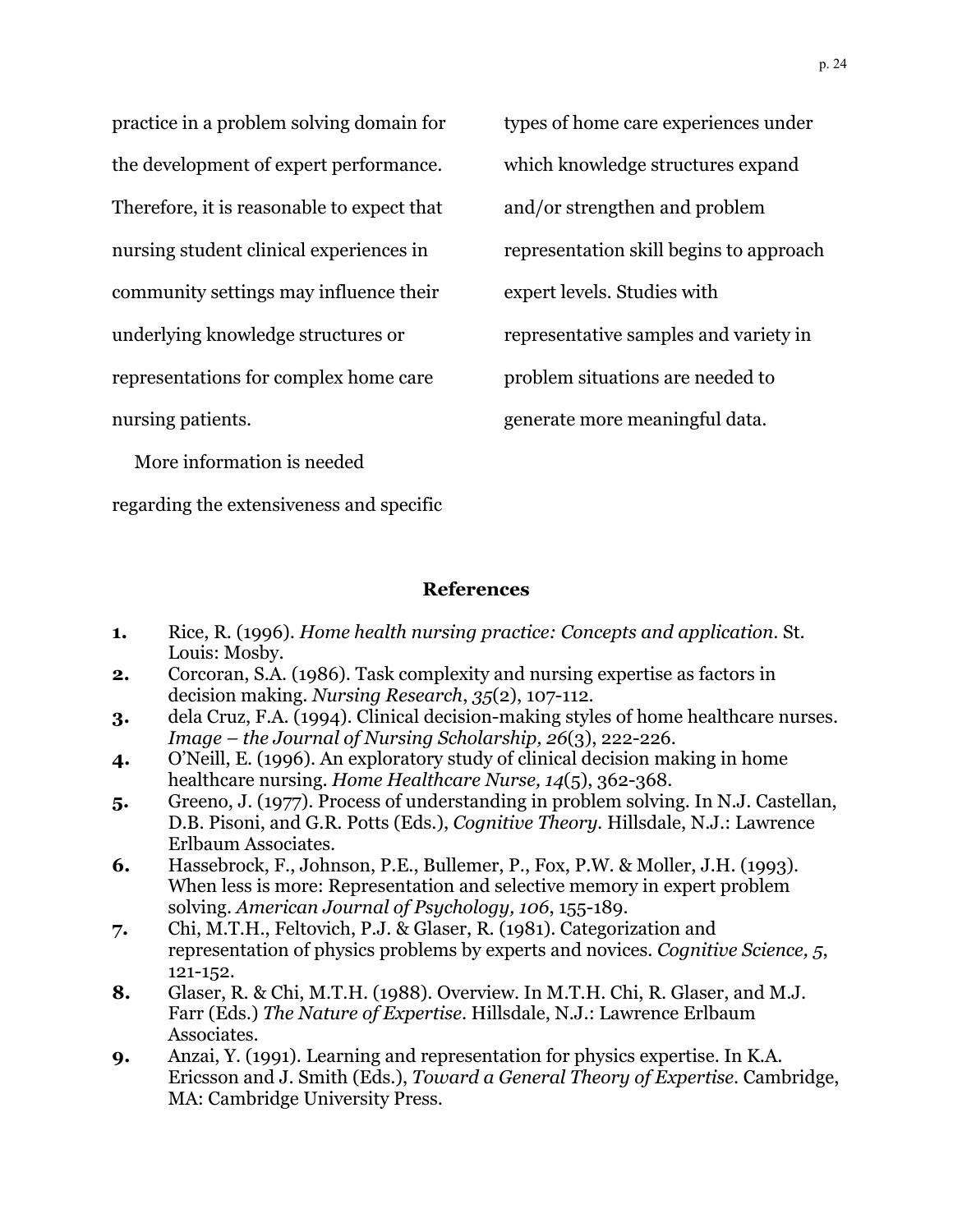practice in a problem solving domain for the development of expert performance. Therefore, it is reasonable to expect that nursing student clinical experiences in community settings may influence their underlying knowledge structures or representations for complex home care nursing patients.

More information is needed regarding the extensiveness and specific types of home care experiences under which knowledge structures expand and/or strengthen and problem representation skill begins to approach expert levels. Studies with representative samples and variety in problem situations are needed to generate more meaningful data.

## References

1. Rice, R. (1996). *Home health nursing practice: Concepts and application*. St. Louis: Mosby.
2. Corcoran, S.A. (1986). Task complexity and nursing expertise as factors in decision making. *Nursing Research*, *35*(2), 107-112.
3. dela Cruz, F.A. (1994). Clinical decision-making styles of home healthcare nurses. *Image – the Journal of Nursing Scholarship, 26*(3), 222-226.
4. O'Neill, E. (1996). An exploratory study of clinical decision making in home healthcare nursing. *Home Healthcare Nurse, 14*(5), 362-368.
5. Greeno, J. (1977). Process of understanding in problem solving. In N.J. Castellan, D.B. Pisoni, and G.R. Potts (Eds.), *Cognitive Theory.* Hillsdale, N.J.: Lawrence Erlbaum Associates.
6. Hassebrock, F., Johnson, P.E., Bullemer, P., Fox, P.W. & Moller, J.H. (1993). When less is more: Representation and selective memory in expert problem solving. *American Journal of Psychology, 106*, 155-189.
7. Chi, M.T.H., Feltovich, P.J. & Glaser, R. (1981). Categorization and representation of physics problems by experts and novices. *Cognitive Science, 5*, 121-152.
8. Glaser, R. & Chi, M.T.H. (1988). Overview. In M.T.H. Chi, R. Glaser, and M.J. Farr (Eds.) *The Nature of Expertise*. Hillsdale, N.J.: Lawrence Erlbaum Associates.
9. Anzai, Y. (1991). Learning and representation for physics expertise. In K.A. Ericsson and J. Smith (Eds.), *Toward a General Theory of Expertise*. Cambridge, MA: Cambridge University Press.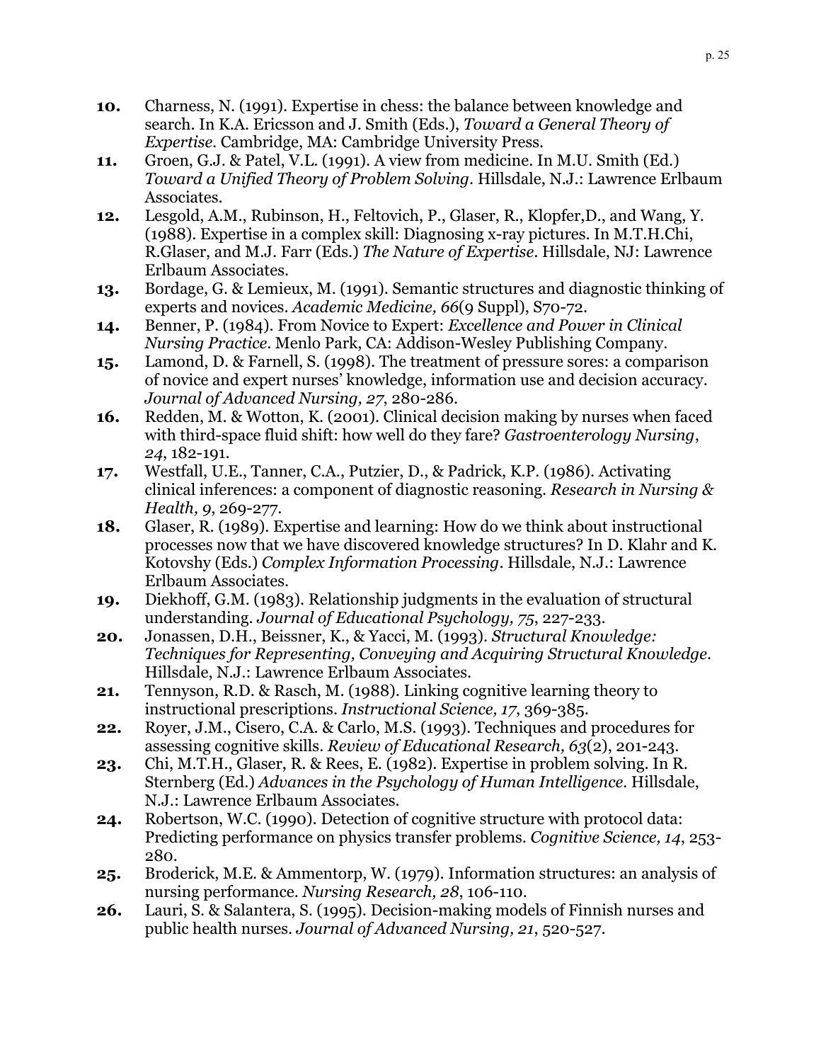**10.** Charness, N. (1991). Expertise in chess: the balance between knowledge and search. In K.A. Ericsson and J. Smith (Eds.), *Toward a General Theory of Expertise*. Cambridge, MA: Cambridge University Press.

**11.** Groen, G.J. & Patel, V.L. (1991). A view from medicine. In M.U. Smith (Ed.) *Toward a Unified Theory of Problem Solving*. Hillsdale, N.J.: Lawrence Erlbaum Associates.

**12.** Lesgold, A.M., Rubinson, H., Feltovich, P., Glaser, R., Klopfer,D., and Wang, Y. (1988). Expertise in a complex skill: Diagnosing x-ray pictures. In M.T.H.Chi, R.Glaser, and M.J. Farr (Eds.) *The Nature of Expertise*. Hillsdale, NJ: Lawrence Erlbaum Associates.

**13.** Bordage, G. & Lemieux, M. (1991). Semantic structures and diagnostic thinking of experts and novices. *Academic Medicine, 66*(9 Suppl), S70-72.

**14.** Benner, P. (1984). From Novice to Expert: *Excellence and Power in Clinical Nursing Practice*. Menlo Park, CA: Addison-Wesley Publishing Company.

**15.** Lamond, D. & Farnell, S. (1998). The treatment of pressure sores: a comparison of novice and expert nurses' knowledge, information use and decision accuracy. *Journal of Advanced Nursing, 27*, 280-286.

**16.** Redden, M. & Wotton, K. (2001). Clinical decision making by nurses when faced with third-space fluid shift: how well do they fare? *Gastroenterology Nursing*, *24*, 182-191.

**17.** Westfall, U.E., Tanner, C.A., Putzier, D., & Padrick, K.P. (1986). Activating clinical inferences: a component of diagnostic reasoning. *Research in Nursing & Health, 9*, 269-277.

**18.** Glaser, R. (1989). Expertise and learning: How do we think about instructional processes now that we have discovered knowledge structures? In D. Klahr and K. Kotovshy (Eds.) *Complex Information Processing*. Hillsdale, N.J.: Lawrence Erlbaum Associates.

**19.** Diekhoff, G.M. (1983). Relationship judgments in the evaluation of structural understanding. *Journal of Educational Psychology, 75*, 227-233.

**20.** Jonassen, D.H., Beissner, K., & Yacci, M. (1993). *Structural Knowledge: Techniques for Representing, Conveying and Acquiring Structural Knowledge*. Hillsdale, N.J.: Lawrence Erlbaum Associates.

**21.** Tennyson, R.D. & Rasch, M. (1988). Linking cognitive learning theory to instructional prescriptions. *Instructional Science, 17*, 369-385.

**22.** Royer, J.M., Cisero, C.A. & Carlo, M.S. (1993). Techniques and procedures for assessing cognitive skills. *Review of Educational Research, 63*(2), 201-243.

**23.** Chi, M.T.H., Glaser, R. & Rees, E. (1982). Expertise in problem solving. In R. Sternberg (Ed.) *Advances in the Psychology of Human Intelligence*. Hillsdale, N.J.: Lawrence Erlbaum Associates.

**24.** Robertson, W.C. (1990). Detection of cognitive structure with protocol data: Predicting performance on physics transfer problems. *Cognitive Science, 14*, 253-280.

**25.** Broderick, M.E. & Ammentorp, W. (1979). Information structures: an analysis of nursing performance. *Nursing Research, 28*, 106-110.

**26.** Lauri, S. & Salantera, S. (1995). Decision-making models of Finnish nurses and public health nurses. *Journal of Advanced Nursing, 21*, 520-527.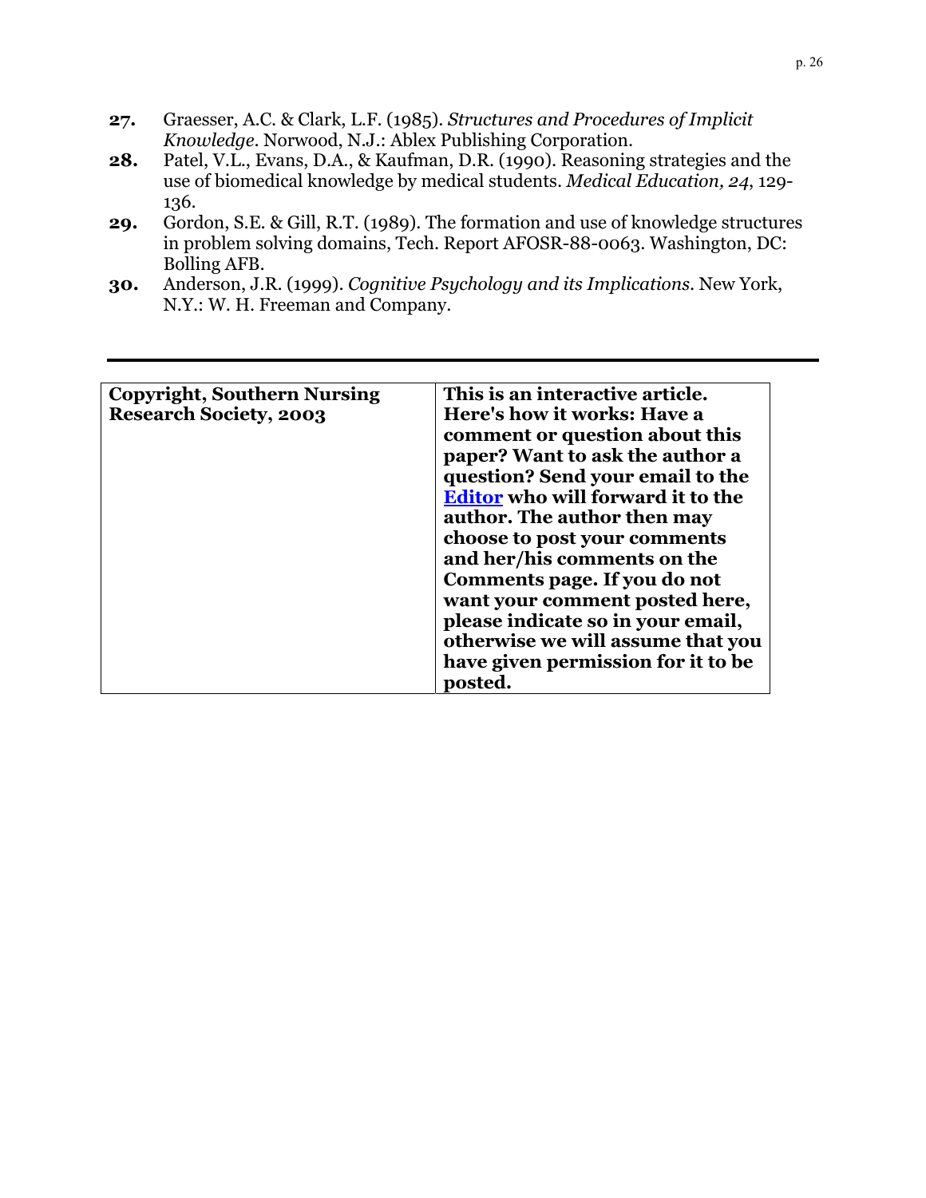**27.** Graesser, A.C. & Clark, L.F. (1985). *Structures and Procedures of Implicit Knowledge*. Norwood, N.J.: Ablex Publishing Corporation.

**28.** Patel, V.L., Evans, D.A., & Kaufman, D.R. (1990). Reasoning strategies and the use of biomedical knowledge by medical students. *Medical Education, 24*, 129-136.

**29.** Gordon, S.E. & Gill, R.T. (1989). The formation and use of knowledge structures in problem solving domains, Tech. Report AFOSR-88-0063. Washington, DC: Bolling AFB.

**30.** Anderson, J.R. (1999). *Cognitive Psychology and its Implications*. New York, N.Y.: W. H. Freeman and Company.

---

| | |
|---|---|
| **Copyright, Southern Nursing Research Society, 2003** | **This is an interactive article. Here's how it works: Have a comment or question about this paper? Want to ask the author a question? Send your email to the Editor who will forward it to the author. The author then may choose to post your comments and her/his comments on the Comments page. If you do not want your comment posted here, please indicate so in your email, otherwise we will assume that you have given permission for it to be posted.** |